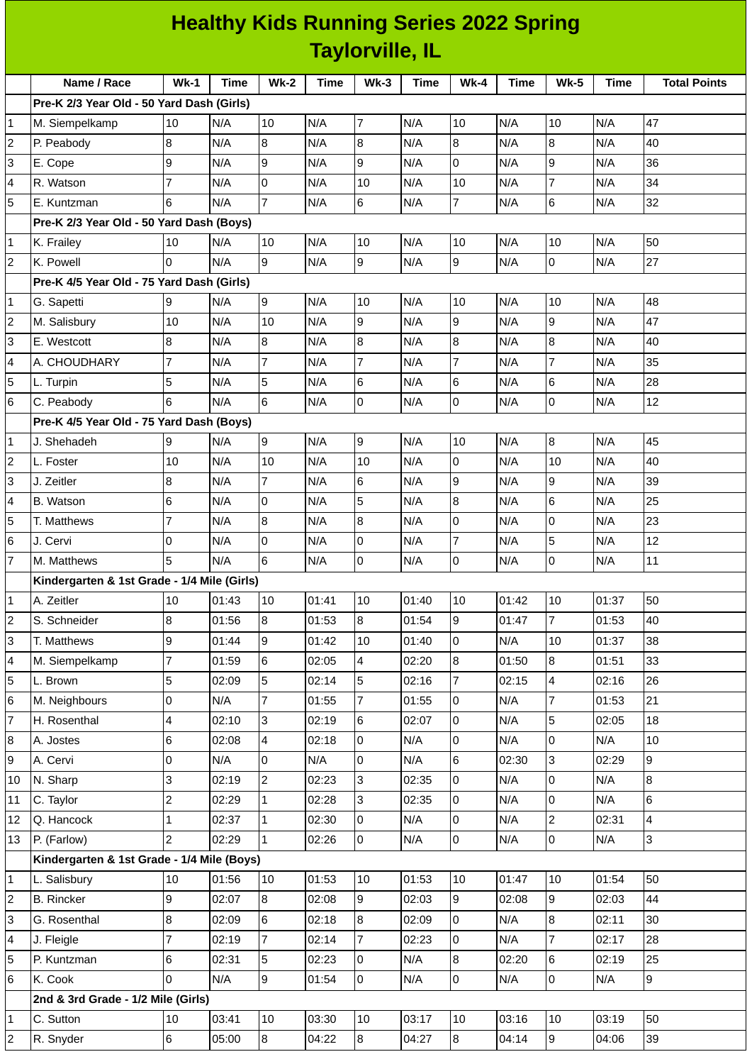# Healthy Kids Running Series 2022 Spring
## Taylorville, IL

| | Name / Race | Wk-1 | Time | Wk-2 | Time | Wk-3 | Time | Wk-4 | Time | Wk-5 | Time | Total Points |
|---|---|---|---|---|---|---|---|---|---|---|---|---|
| | **Pre-K 2/3 Year Old - 50 Yard Dash (Girls)** | | | | | | | | | | | |
| 1 | M. Siempelkamp | 10 | N/A | 10 | N/A | 7 | N/A | 10 | N/A | 10 | N/A | 47 |
| 2 | P. Peabody | 8 | N/A | 8 | N/A | 8 | N/A | 8 | N/A | 8 | N/A | 40 |
| 3 | E. Cope | 9 | N/A | 9 | N/A | 9 | N/A | 0 | N/A | 9 | N/A | 36 |
| 4 | R. Watson | 7 | N/A | 0 | N/A | 10 | N/A | 10 | N/A | 7 | N/A | 34 |
| 5 | E. Kuntzman | 6 | N/A | 7 | N/A | 6 | N/A | 7 | N/A | 6 | N/A | 32 |
| | **Pre-K 2/3 Year Old - 50 Yard Dash (Boys)** | | | | | | | | | | | |
| 1 | K. Frailey | 10 | N/A | 10 | N/A | 10 | N/A | 10 | N/A | 10 | N/A | 50 |
| 2 | K. Powell | 0 | N/A | 9 | N/A | 9 | N/A | 9 | N/A | 0 | N/A | 27 |
| | **Pre-K 4/5 Year Old - 75 Yard Dash (Girls)** | | | | | | | | | | | |
| 1 | G. Sapetti | 9 | N/A | 9 | N/A | 10 | N/A | 10 | N/A | 10 | N/A | 48 |
| 2 | M. Salisbury | 10 | N/A | 10 | N/A | 9 | N/A | 9 | N/A | 9 | N/A | 47 |
| 3 | E. Westcott | 8 | N/A | 8 | N/A | 8 | N/A | 8 | N/A | 8 | N/A | 40 |
| 4 | A. CHOUDHARY | 7 | N/A | 7 | N/A | 7 | N/A | 7 | N/A | 7 | N/A | 35 |
| 5 | L. Turpin | 5 | N/A | 5 | N/A | 6 | N/A | 6 | N/A | 6 | N/A | 28 |
| 6 | C. Peabody | 6 | N/A | 6 | N/A | 0 | N/A | 0 | N/A | 0 | N/A | 12 |
| | **Pre-K 4/5 Year Old - 75 Yard Dash (Boys)** | | | | | | | | | | | |
| 1 | J. Shehadeh | 9 | N/A | 9 | N/A | 9 | N/A | 10 | N/A | 8 | N/A | 45 |
| 2 | L. Foster | 10 | N/A | 10 | N/A | 10 | N/A | 0 | N/A | 10 | N/A | 40 |
| 3 | J. Zeitler | 8 | N/A | 7 | N/A | 6 | N/A | 9 | N/A | 9 | N/A | 39 |
| 4 | B. Watson | 6 | N/A | 0 | N/A | 5 | N/A | 8 | N/A | 6 | N/A | 25 |
| 5 | T. Matthews | 7 | N/A | 8 | N/A | 8 | N/A | 0 | N/A | 0 | N/A | 23 |
| 6 | J. Cervi | 0 | N/A | 0 | N/A | 0 | N/A | 7 | N/A | 5 | N/A | 12 |
| 7 | M. Matthews | 5 | N/A | 6 | N/A | 0 | N/A | 0 | N/A | 0 | N/A | 11 |
| | **Kindergarten & 1st Grade - 1/4 Mile (Girls)** | | | | | | | | | | | |
| 1 | A. Zeitler | 10 | 01:43 | 10 | 01:41 | 10 | 01:40 | 10 | 01:42 | 10 | 01:37 | 50 |
| 2 | S. Schneider | 8 | 01:56 | 8 | 01:53 | 8 | 01:54 | 9 | 01:47 | 7 | 01:53 | 40 |
| 3 | T. Matthews | 9 | 01:44 | 9 | 01:42 | 10 | 01:40 | 0 | N/A | 10 | 01:37 | 38 |
| 4 | M. Siempelkamp | 7 | 01:59 | 6 | 02:05 | 4 | 02:20 | 8 | 01:50 | 8 | 01:51 | 33 |
| 5 | L. Brown | 5 | 02:09 | 5 | 02:14 | 5 | 02:16 | 7 | 02:15 | 4 | 02:16 | 26 |
| 6 | M. Neighbours | 0 | N/A | 7 | 01:55 | 7 | 01:55 | 0 | N/A | 7 | 01:53 | 21 |
| 7 | H. Rosenthal | 4 | 02:10 | 3 | 02:19 | 6 | 02:07 | 0 | N/A | 5 | 02:05 | 18 |
| 8 | A. Jostes | 6 | 02:08 | 4 | 02:18 | 0 | N/A | 0 | N/A | 0 | N/A | 10 |
| 9 | A. Cervi | 0 | N/A | 0 | N/A | 0 | N/A | 6 | 02:30 | 3 | 02:29 | 9 |
| 10 | N. Sharp | 3 | 02:19 | 2 | 02:23 | 3 | 02:35 | 0 | N/A | 0 | N/A | 8 |
| 11 | C. Taylor | 2 | 02:29 | 1 | 02:28 | 3 | 02:35 | 0 | N/A | 0 | N/A | 6 |
| 12 | Q. Hancock | 1 | 02:37 | 1 | 02:30 | 0 | N/A | 0 | N/A | 2 | 02:31 | 4 |
| 13 | P. (Farlow) | 2 | 02:29 | 1 | 02:26 | 0 | N/A | 0 | N/A | 0 | N/A | 3 |
| | **Kindergarten & 1st Grade - 1/4 Mile (Boys)** | | | | | | | | | | | |
| 1 | L. Salisbury | 10 | 01:56 | 10 | 01:53 | 10 | 01:53 | 10 | 01:47 | 10 | 01:54 | 50 |
| 2 | B. Rincker | 9 | 02:07 | 8 | 02:08 | 9 | 02:03 | 9 | 02:08 | 9 | 02:03 | 44 |
| 3 | G. Rosenthal | 8 | 02:09 | 6 | 02:18 | 8 | 02:09 | 0 | N/A | 8 | 02:11 | 30 |
| 4 | J. Fleigle | 7 | 02:19 | 7 | 02:14 | 7 | 02:23 | 0 | N/A | 7 | 02:17 | 28 |
| 5 | P. Kuntzman | 6 | 02:31 | 5 | 02:23 | 0 | N/A | 8 | 02:20 | 6 | 02:19 | 25 |
| 6 | K. Cook | 0 | N/A | 9 | 01:54 | 0 | N/A | 0 | N/A | 0 | N/A | 9 |
| | **2nd & 3rd Grade - 1/2 Mile (Girls)** | | | | | | | | | | | |
| 1 | C. Sutton | 10 | 03:41 | 10 | 03:30 | 10 | 03:17 | 10 | 03:16 | 10 | 03:19 | 50 |
| 2 | R. Snyder | 6 | 05:00 | 8 | 04:22 | 8 | 04:27 | 8 | 04:14 | 9 | 04:06 | 39 |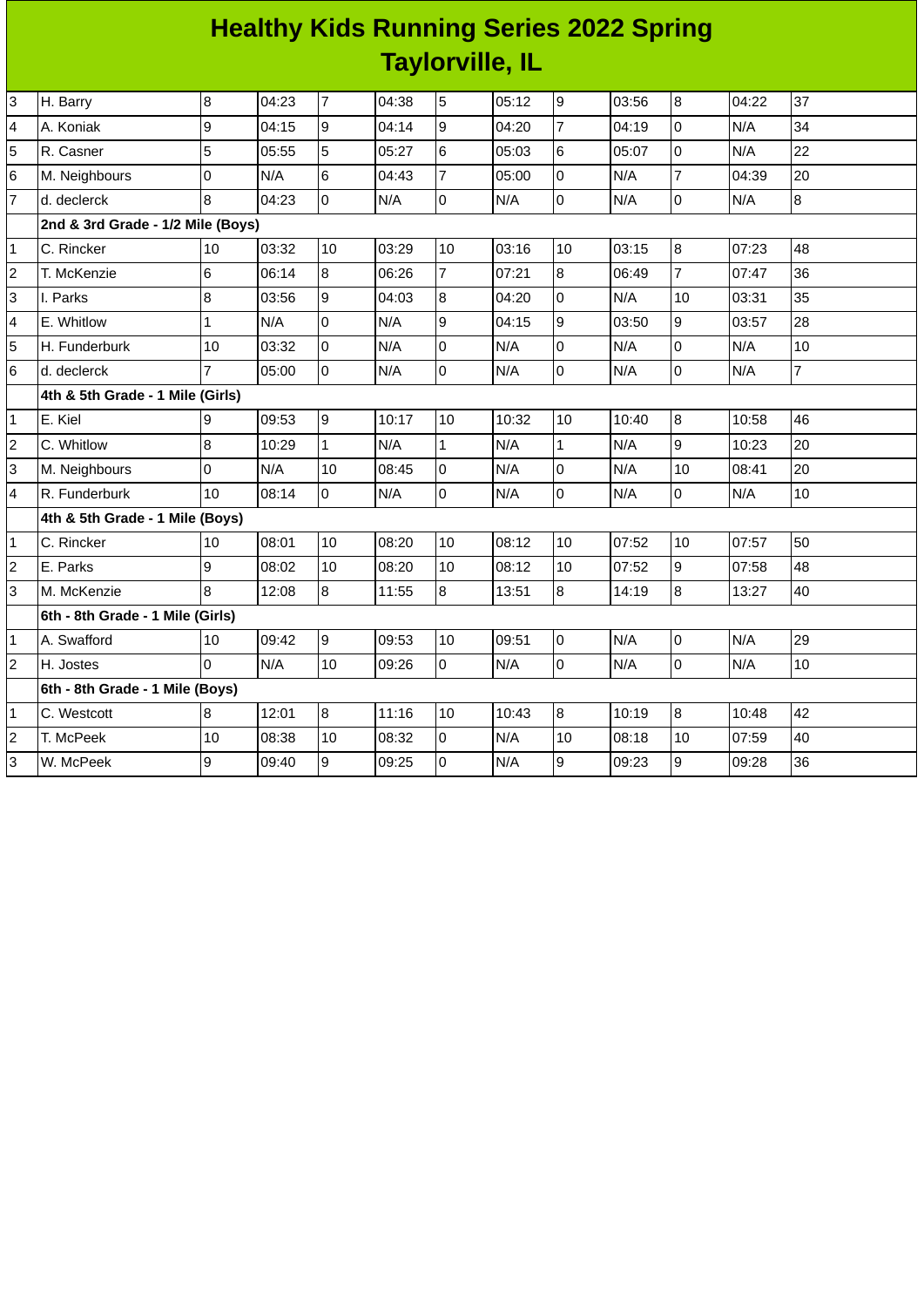# Healthy Kids Running Series 2022 Spring
## Taylorville, IL

| | | | | | | | | | | | | |
|---|---|---|---|---|---|---|---|---|---|---|---|---|
| 3 | H. Barry | 8 | 04:23 | 7 | 04:38 | 5 | 05:12 | 9 | 03:56 | 8 | 04:22 | 37 |
| 4 | A. Koniak | 9 | 04:15 | 9 | 04:14 | 9 | 04:20 | 7 | 04:19 | 0 | N/A | 34 |
| 5 | R. Casner | 5 | 05:55 | 5 | 05:27 | 6 | 05:03 | 6 | 05:07 | 0 | N/A | 22 |
| 6 | M. Neighbours | 0 | N/A | 6 | 04:43 | 7 | 05:00 | 0 | N/A | 7 | 04:39 | 20 |
| 7 | d. declerck | 8 | 04:23 | 0 | N/A | 0 | N/A | 0 | N/A | 0 | N/A | 8 |
| | **2nd & 3rd Grade - 1/2 Mile (Boys)** | | | | | | | | | | | |
| 1 | C. Rincker | 10 | 03:32 | 10 | 03:29 | 10 | 03:16 | 10 | 03:15 | 8 | 07:23 | 48 |
| 2 | T. McKenzie | 6 | 06:14 | 8 | 06:26 | 7 | 07:21 | 8 | 06:49 | 7 | 07:47 | 36 |
| 3 | I. Parks | 8 | 03:56 | 9 | 04:03 | 8 | 04:20 | 0 | N/A | 10 | 03:31 | 35 |
| 4 | E. Whitlow | 1 | N/A | 0 | N/A | 9 | 04:15 | 9 | 03:50 | 9 | 03:57 | 28 |
| 5 | H. Funderburk | 10 | 03:32 | 0 | N/A | 0 | N/A | 0 | N/A | 0 | N/A | 10 |
| 6 | d. declerck | 7 | 05:00 | 0 | N/A | 0 | N/A | 0 | N/A | 0 | N/A | 7 |
| | **4th & 5th Grade - 1 Mile (Girls)** | | | | | | | | | | | |
| 1 | E. Kiel | 9 | 09:53 | 9 | 10:17 | 10 | 10:32 | 10 | 10:40 | 8 | 10:58 | 46 |
| 2 | C. Whitlow | 8 | 10:29 | 1 | N/A | 1 | N/A | 1 | N/A | 9 | 10:23 | 20 |
| 3 | M. Neighbours | 0 | N/A | 10 | 08:45 | 0 | N/A | 0 | N/A | 10 | 08:41 | 20 |
| 4 | R. Funderburk | 10 | 08:14 | 0 | N/A | 0 | N/A | 0 | N/A | 0 | N/A | 10 |
| | **4th & 5th Grade - 1 Mile (Boys)** | | | | | | | | | | | |
| 1 | C. Rincker | 10 | 08:01 | 10 | 08:20 | 10 | 08:12 | 10 | 07:52 | 10 | 07:57 | 50 |
| 2 | E. Parks | 9 | 08:02 | 10 | 08:20 | 10 | 08:12 | 10 | 07:52 | 9 | 07:58 | 48 |
| 3 | M. McKenzie | 8 | 12:08 | 8 | 11:55 | 8 | 13:51 | 8 | 14:19 | 8 | 13:27 | 40 |
| | **6th - 8th Grade - 1 Mile (Girls)** | | | | | | | | | | | |
| 1 | A. Swafford | 10 | 09:42 | 9 | 09:53 | 10 | 09:51 | 0 | N/A | 0 | N/A | 29 |
| 2 | H. Jostes | 0 | N/A | 10 | 09:26 | 0 | N/A | 0 | N/A | 0 | N/A | 10 |
| | **6th - 8th Grade - 1 Mile (Boys)** | | | | | | | | | | | |
| 1 | C. Westcott | 8 | 12:01 | 8 | 11:16 | 10 | 10:43 | 8 | 10:19 | 8 | 10:48 | 42 |
| 2 | T. McPeek | 10 | 08:38 | 10 | 08:32 | 0 | N/A | 10 | 08:18 | 10 | 07:59 | 40 |
| 3 | W. McPeek | 9 | 09:40 | 9 | 09:25 | 0 | N/A | 9 | 09:23 | 9 | 09:28 | 36 |